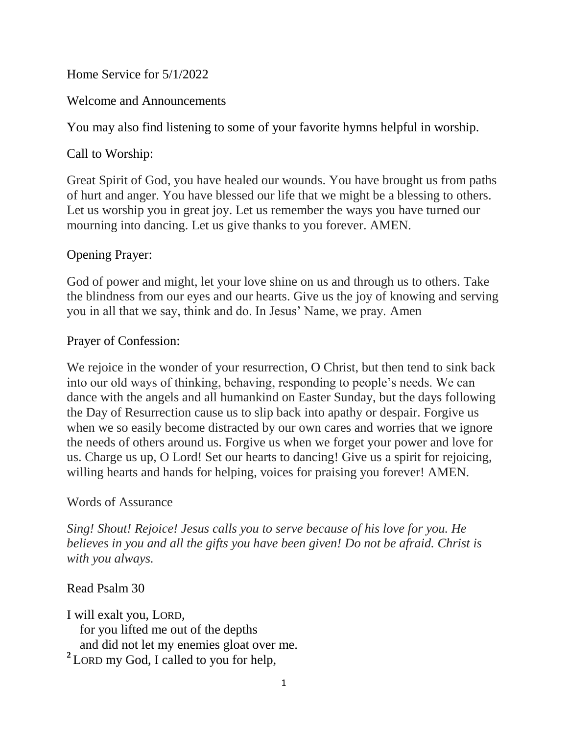Home Service for 5/1/2022

Welcome and Announcements

You may also find listening to some of your favorite hymns helpful in worship.

Call to Worship:

Great Spirit of God, you have healed our wounds. You have brought us from paths of hurt and anger. You have blessed our life that we might be a blessing to others. Let us worship you in great joy. Let us remember the ways you have turned our mourning into dancing. Let us give thanks to you forever. AMEN.

Opening Prayer:

God of power and might, let your love shine on us and through us to others. Take the blindness from our eyes and our hearts. Give us the joy of knowing and serving you in all that we say, think and do. In Jesus' Name, we pray. Amen

Prayer of Confession:

We rejoice in the wonder of your resurrection, O Christ, but then tend to sink back into our old ways of thinking, behaving, responding to people's needs. We can dance with the angels and all humankind on Easter Sunday, but the days following the Day of Resurrection cause us to slip back into apathy or despair. Forgive us when we so easily become distracted by our own cares and worries that we ignore the needs of others around us. Forgive us when we forget your power and love for us. Charge us up, O Lord! Set our hearts to dancing! Give us a spirit for rejoicing, willing hearts and hands for helping, voices for praising you forever! AMEN.

Words of Assurance

*Sing! Shout! Rejoice! Jesus calls you to serve because of his love for you. He believes in you and all the gifts you have been given! Do not be afraid. Christ is with you always.*

Read Psalm 30

I will exalt you, LORD,
for you lifted me out of the depths
and did not let my enemies gloat over me.
[2] LORD my God, I called to you for help,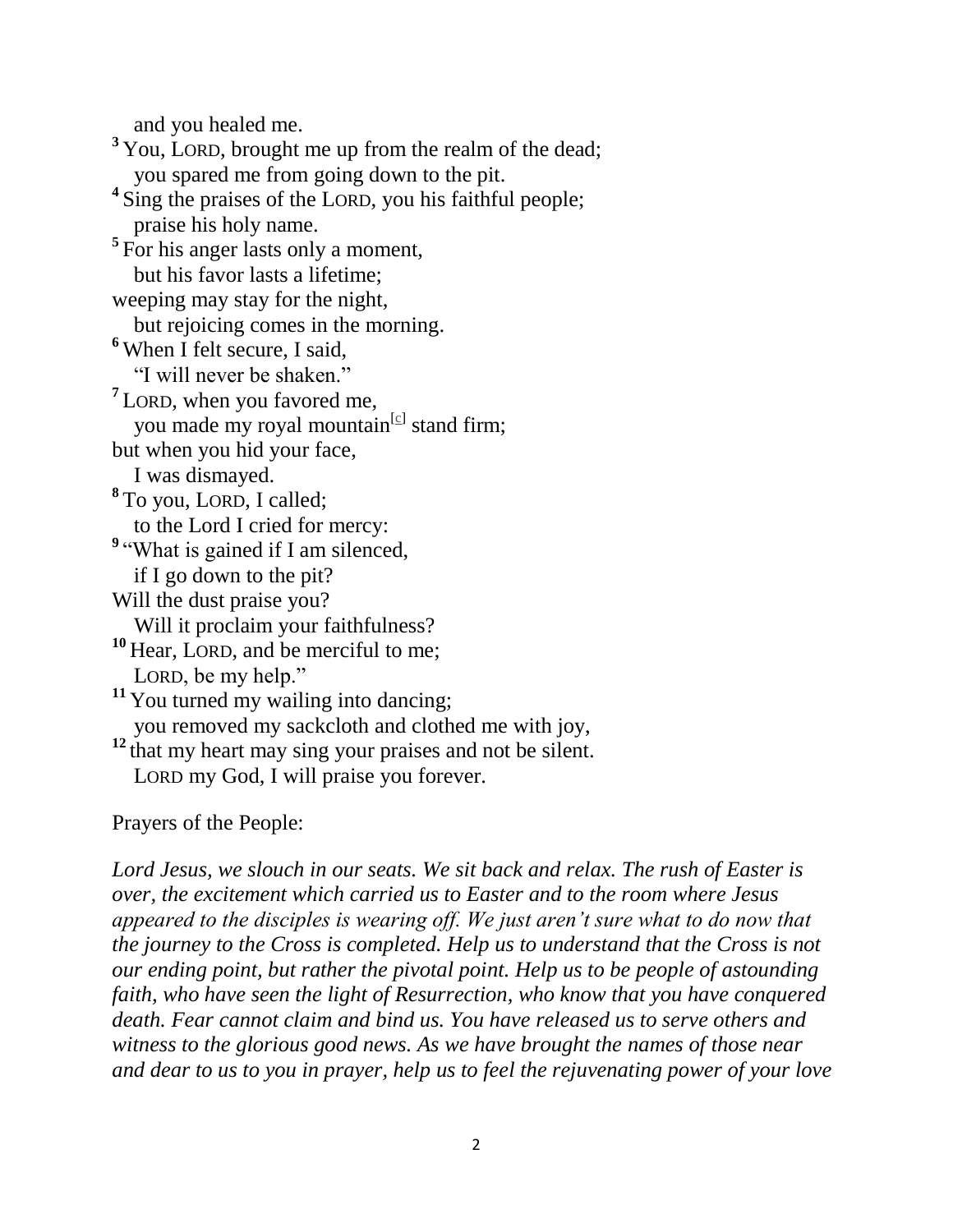and you healed me.

[3] You, LORD, brought me up from the realm of the dead;
you spared me from going down to the pit.

[4] Sing the praises of the LORD, you his faithful people;
praise his holy name.

[5] For his anger lasts only a moment,
but his favor lasts a lifetime;
weeping may stay for the night,
but rejoicing comes in the morning.

[6] When I felt secure, I said,
"I will never be shaken."

[7] LORD, when you favored me,
you made my royal mountain[c] stand firm;
but when you hid your face,
I was dismayed.

[8] To you, LORD, I called;
to the Lord I cried for mercy:

[9] "What is gained if I am silenced,
if I go down to the pit?
Will the dust praise you?
Will it proclaim your faithfulness?

[10] Hear, LORD, and be merciful to me;
LORD, be my help."

[11] You turned my wailing into dancing;
you removed my sackcloth and clothed me with joy,

[12] that my heart may sing your praises and not be silent.
LORD my God, I will praise you forever.

Prayers of the People:

*Lord Jesus, we slouch in our seats. We sit back and relax. The rush of Easter is over, the excitement which carried us to Easter and to the room where Jesus appeared to the disciples is wearing off. We just aren't sure what to do now that the journey to the Cross is completed. Help us to understand that the Cross is not our ending point, but rather the pivotal point. Help us to be people of astounding faith, who have seen the light of Resurrection, who know that you have conquered death. Fear cannot claim and bind us. You have released us to serve others and witness to the glorious good news. As we have brought the names of those near and dear to us to you in prayer, help us to feel the rejuvenating power of your love*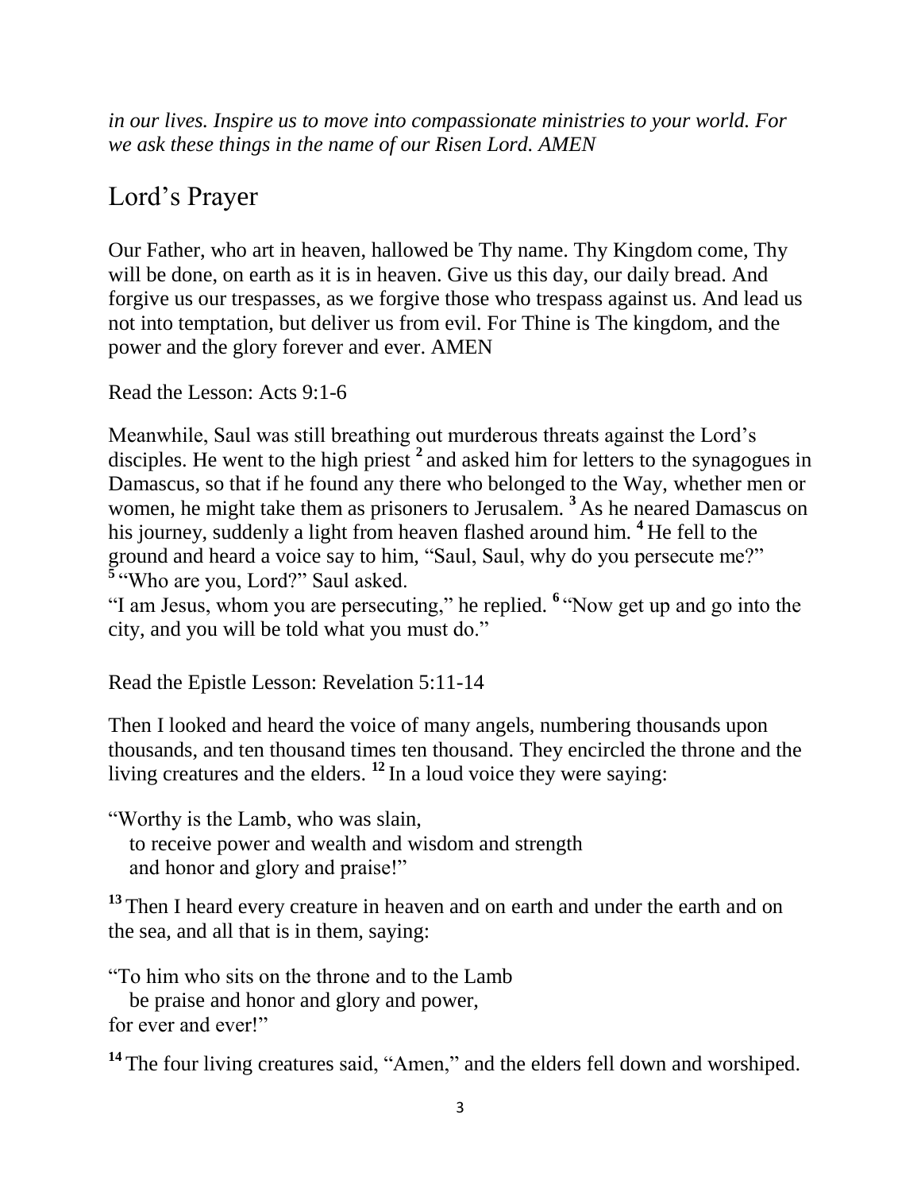*in our lives. Inspire us to move into compassionate ministries to your world. For we ask these things in the name of our Risen Lord. AMEN*

## Lord's Prayer

Our Father, who art in heaven, hallowed be Thy name. Thy Kingdom come, Thy will be done, on earth as it is in heaven. Give us this day, our daily bread. And forgive us our trespasses, as we forgive those who trespass against us. And lead us not into temptation, but deliver us from evil. For Thine is The kingdom, and the power and the glory forever and ever. AMEN

Read the Lesson: Acts 9:1-6

Meanwhile, Saul was still breathing out murderous threats against the Lord's disciples. He went to the high priest **2** and asked him for letters to the synagogues in Damascus, so that if he found any there who belonged to the Way, whether men or women, he might take them as prisoners to Jerusalem. **3** As he neared Damascus on his journey, suddenly a light from heaven flashed around him. **4** He fell to the ground and heard a voice say to him, "Saul, Saul, why do you persecute me?"
**5** "Who are you, Lord?" Saul asked.
"I am Jesus, whom you are persecuting," he replied. **6** "Now get up and go into the city, and you will be told what you must do."

Read the Epistle Lesson: Revelation 5:11-14

Then I looked and heard the voice of many angels, numbering thousands upon thousands, and ten thousand times ten thousand. They encircled the throne and the living creatures and the elders. **12** In a loud voice they were saying:

"Worthy is the Lamb, who was slain,
to receive power and wealth and wisdom and strength
and honor and glory and praise!"

**13** Then I heard every creature in heaven and on earth and under the earth and on the sea, and all that is in them, saying:

"To him who sits on the throne and to the Lamb
be praise and honor and glory and power,
for ever and ever!"

**14** The four living creatures said, "Amen," and the elders fell down and worshiped.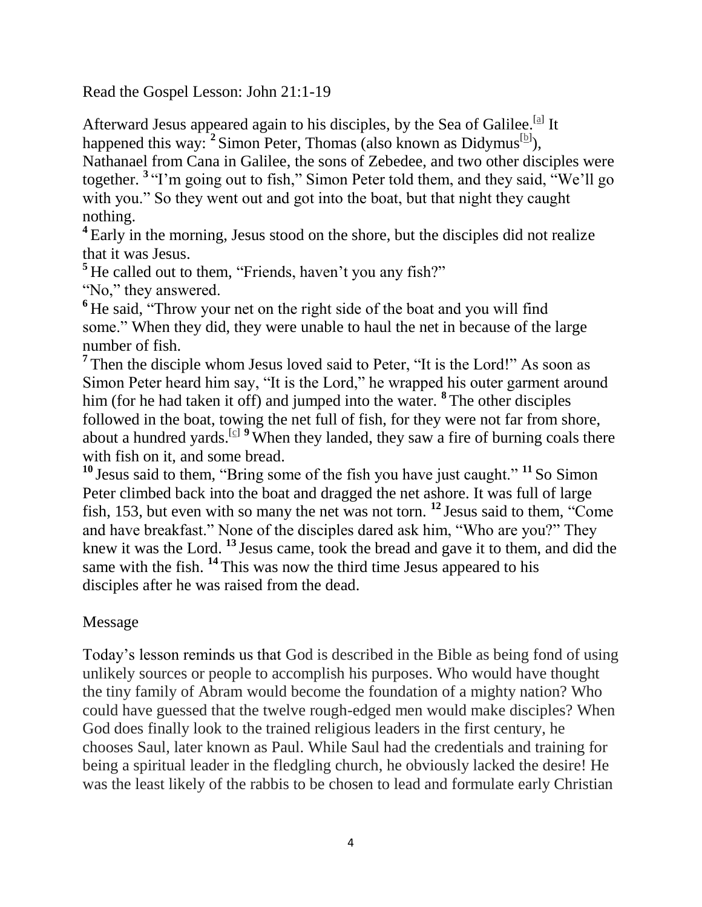Read the Gospel Lesson: John 21:1-19

Afterward Jesus appeared again to his disciples, by the Sea of Galilee.[a] It happened this way: **2** Simon Peter, Thomas (also known as Didymus[b]), Nathanael from Cana in Galilee, the sons of Zebedee, and two other disciples were together. **3** "I'm going out to fish," Simon Peter told them, and they said, "We'll go with you." So they went out and got into the boat, but that night they caught nothing.

**4** Early in the morning, Jesus stood on the shore, but the disciples did not realize that it was Jesus.

**5** He called out to them, "Friends, haven't you any fish?"

"No," they answered.

**6** He said, "Throw your net on the right side of the boat and you will find some." When they did, they were unable to haul the net in because of the large number of fish.

**7** Then the disciple whom Jesus loved said to Peter, "It is the Lord!" As soon as Simon Peter heard him say, "It is the Lord," he wrapped his outer garment around him (for he had taken it off) and jumped into the water. **8** The other disciples followed in the boat, towing the net full of fish, for they were not far from shore, about a hundred yards.[c] **9** When they landed, they saw a fire of burning coals there with fish on it, and some bread.

**10** Jesus said to them, "Bring some of the fish you have just caught." **11** So Simon Peter climbed back into the boat and dragged the net ashore. It was full of large fish, 153, but even with so many the net was not torn. **12** Jesus said to them, "Come and have breakfast." None of the disciples dared ask him, "Who are you?" They knew it was the Lord. **13** Jesus came, took the bread and gave it to them, and did the same with the fish. **14** This was now the third time Jesus appeared to his disciples after he was raised from the dead.

Message

Today's lesson reminds us that God is described in the Bible as being fond of using unlikely sources or people to accomplish his purposes. Who would have thought the tiny family of Abram would become the foundation of a mighty nation? Who could have guessed that the twelve rough-edged men would make disciples? When God does finally look to the trained religious leaders in the first century, he chooses Saul, later known as Paul. While Saul had the credentials and training for being a spiritual leader in the fledgling church, he obviously lacked the desire! He was the least likely of the rabbis to be chosen to lead and formulate early Christian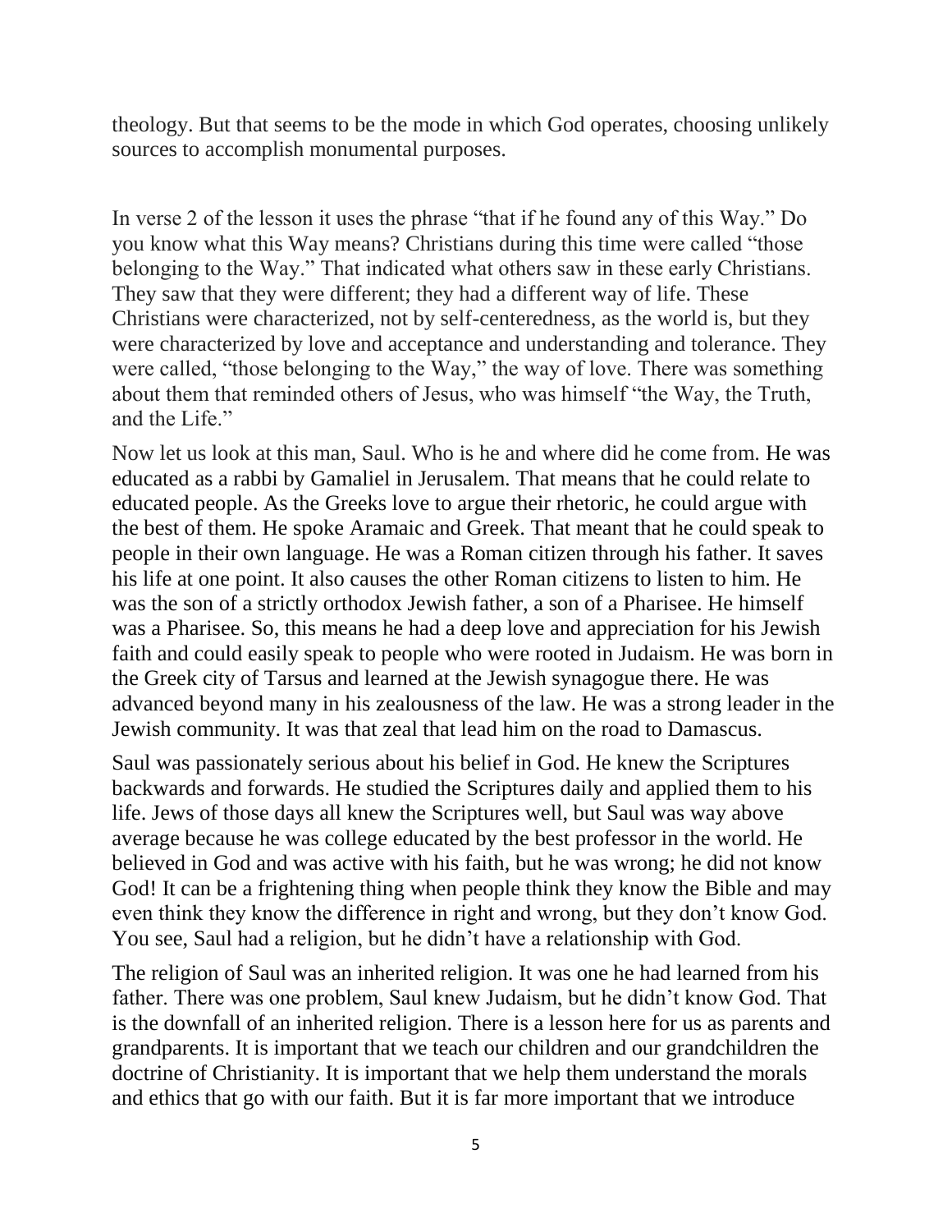theology. But that seems to be the mode in which God operates, choosing unlikely sources to accomplish monumental purposes.

In verse 2 of the lesson it uses the phrase "that if he found any of this Way." Do you know what this Way means? Christians during this time were called "those belonging to the Way." That indicated what others saw in these early Christians. They saw that they were different; they had a different way of life. These Christians were characterized, not by self-centeredness, as the world is, but they were characterized by love and acceptance and understanding and tolerance. They were called, "those belonging to the Way," the way of love. There was something about them that reminded others of Jesus, who was himself "the Way, the Truth, and the Life."

Now let us look at this man, Saul. Who is he and where did he come from. He was educated as a rabbi by Gamaliel in Jerusalem. That means that he could relate to educated people. As the Greeks love to argue their rhetoric, he could argue with the best of them. He spoke Aramaic and Greek. That meant that he could speak to people in their own language. He was a Roman citizen through his father. It saves his life at one point. It also causes the other Roman citizens to listen to him. He was the son of a strictly orthodox Jewish father, a son of a Pharisee. He himself was a Pharisee. So, this means he had a deep love and appreciation for his Jewish faith and could easily speak to people who were rooted in Judaism. He was born in the Greek city of Tarsus and learned at the Jewish synagogue there. He was advanced beyond many in his zealousness of the law. He was a strong leader in the Jewish community. It was that zeal that lead him on the road to Damascus.

Saul was passionately serious about his belief in God. He knew the Scriptures backwards and forwards. He studied the Scriptures daily and applied them to his life. Jews of those days all knew the Scriptures well, but Saul was way above average because he was college educated by the best professor in the world. He believed in God and was active with his faith, but he was wrong; he did not know God! It can be a frightening thing when people think they know the Bible and may even think they know the difference in right and wrong, but they don't know God. You see, Saul had a religion, but he didn't have a relationship with God.

The religion of Saul was an inherited religion. It was one he had learned from his father. There was one problem, Saul knew Judaism, but he didn't know God. That is the downfall of an inherited religion. There is a lesson here for us as parents and grandparents. It is important that we teach our children and our grandchildren the doctrine of Christianity. It is important that we help them understand the morals and ethics that go with our faith. But it is far more important that we introduce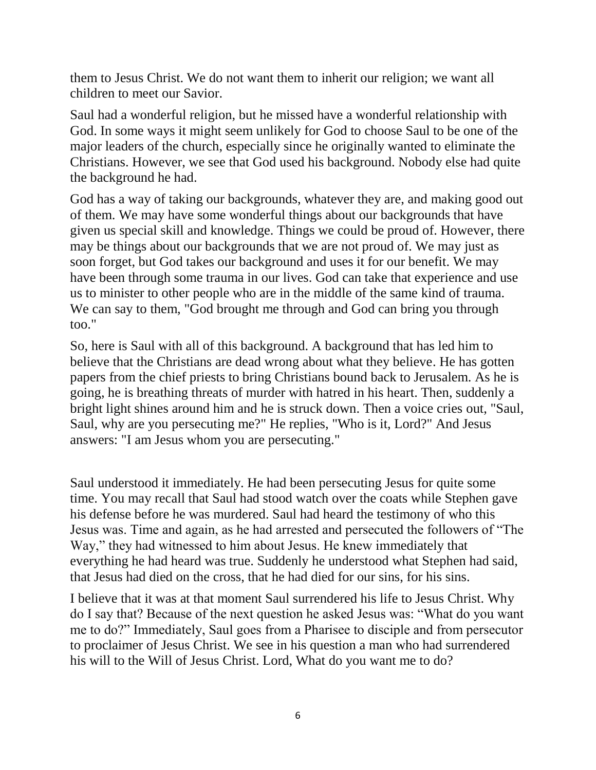them to Jesus Christ. We do not want them to inherit our religion; we want all children to meet our Savior.

Saul had a wonderful religion, but he missed have a wonderful relationship with God. In some ways it might seem unlikely for God to choose Saul to be one of the major leaders of the church, especially since he originally wanted to eliminate the Christians. However, we see that God used his background. Nobody else had quite the background he had.

God has a way of taking our backgrounds, whatever they are, and making good out of them. We may have some wonderful things about our backgrounds that have given us special skill and knowledge. Things we could be proud of. However, there may be things about our backgrounds that we are not proud of. We may just as soon forget, but God takes our background and uses it for our benefit. We may have been through some trauma in our lives. God can take that experience and use us to minister to other people who are in the middle of the same kind of trauma. We can say to them, "God brought me through and God can bring you through too."

So, here is Saul with all of this background. A background that has led him to believe that the Christians are dead wrong about what they believe. He has gotten papers from the chief priests to bring Christians bound back to Jerusalem. As he is going, he is breathing threats of murder with hatred in his heart. Then, suddenly a bright light shines around him and he is struck down. Then a voice cries out, "Saul, Saul, why are you persecuting me?" He replies, "Who is it, Lord?" And Jesus answers: "I am Jesus whom you are persecuting."

Saul understood it immediately. He had been persecuting Jesus for quite some time. You may recall that Saul had stood watch over the coats while Stephen gave his defense before he was murdered. Saul had heard the testimony of who this Jesus was. Time and again, as he had arrested and persecuted the followers of "The Way," they had witnessed to him about Jesus. He knew immediately that everything he had heard was true. Suddenly he understood what Stephen had said, that Jesus had died on the cross, that he had died for our sins, for his sins.

I believe that it was at that moment Saul surrendered his life to Jesus Christ. Why do I say that? Because of the next question he asked Jesus was: "What do you want me to do?" Immediately, Saul goes from a Pharisee to disciple and from persecutor to proclaimer of Jesus Christ. We see in his question a man who had surrendered his will to the Will of Jesus Christ. Lord, What do you want me to do?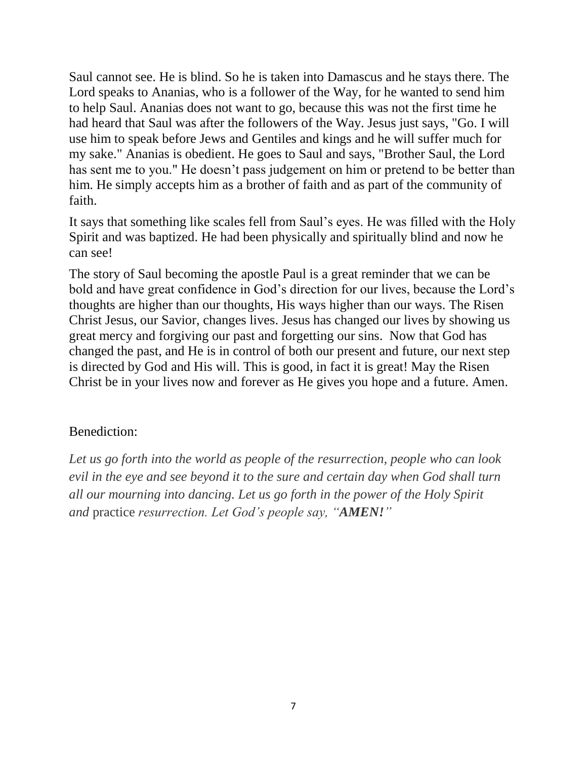Saul cannot see. He is blind. So he is taken into Damascus and he stays there. The Lord speaks to Ananias, who is a follower of the Way, for he wanted to send him to help Saul. Ananias does not want to go, because this was not the first time he had heard that Saul was after the followers of the Way. Jesus just says, "Go. I will use him to speak before Jews and Gentiles and kings and he will suffer much for my sake." Ananias is obedient. He goes to Saul and says, "Brother Saul, the Lord has sent me to you." He doesn't pass judgement on him or pretend to be better than him. He simply accepts him as a brother of faith and as part of the community of faith.

It says that something like scales fell from Saul's eyes. He was filled with the Holy Spirit and was baptized. He had been physically and spiritually blind and now he can see!

The story of Saul becoming the apostle Paul is a great reminder that we can be bold and have great confidence in God's direction for our lives, because the Lord's thoughts are higher than our thoughts, His ways higher than our ways. The Risen Christ Jesus, our Savior, changes lives. Jesus has changed our lives by showing us great mercy and forgiving our past and forgetting our sins. Now that God has changed the past, and He is in control of both our present and future, our next step is directed by God and His will. This is good, in fact it is great! May the Risen Christ be in your lives now and forever as He gives you hope and a future. Amen.

Benediction:

*Let us go forth into the world as people of the resurrection, people who can look evil in the eye and see beyond it to the sure and certain day when God shall turn all our mourning into dancing. Let us go forth in the power of the Holy Spirit and* practice *resurrection. Let God's people say, "**AMEN!**"*